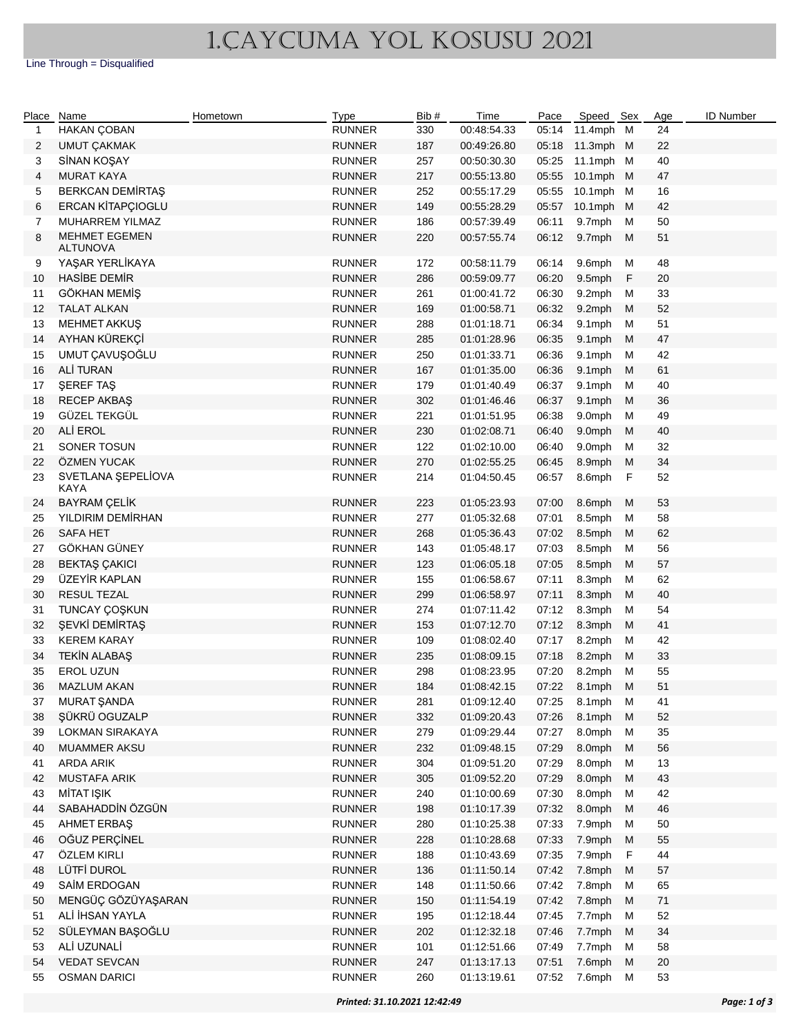# 1.ÇAYCUMA YOL KOSUSU 2021

Line Through = Disqualified

| Place | Name | Hometown | Type | Bib # | Time | Pace | Speed | Sex | Age | ID Number |
|---|---|---|---|---|---|---|---|---|---|---|
| 1 | HAKAN ÇOBAN | | RUNNER | 330 | 00:48:54.33 | 05:14 | 11.4mph | M | 24 | |
| 2 | UMUT ÇAKMAK | | RUNNER | 187 | 00:49:26.80 | 05:18 | 11.3mph | M | 22 | |
| 3 | SİNAN KOŞAY | | RUNNER | 257 | 00:50:30.30 | 05:25 | 11.1mph | M | 40 | |
| 4 | MURAT KAYA | | RUNNER | 217 | 00:55:13.80 | 05:55 | 10.1mph | M | 47 | |
| 5 | BERKCAN DEMİRTAŞ | | RUNNER | 252 | 00:55:17.29 | 05:55 | 10.1mph | M | 16 | |
| 6 | ERCAN KİTAPÇIOGLU | | RUNNER | 149 | 00:55:28.29 | 05:57 | 10.1mph | M | 42 | |
| 7 | MUHARREM YILMAZ | | RUNNER | 186 | 00:57:39.49 | 06:11 | 9.7mph | M | 50 | |
| 8 | MEHMET EGEMEN ALTUNOVA | | RUNNER | 220 | 00:57:55.74 | 06:12 | 9.7mph | M | 51 | |
| 9 | YAŞAR YERLİKAYA | | RUNNER | 172 | 00:58:11.79 | 06:14 | 9.6mph | M | 48 | |
| 10 | HASİBE DEMİR | | RUNNER | 286 | 00:59:09.77 | 06:20 | 9.5mph | F | 20 | |
| 11 | GÖKHAN MEMİŞ | | RUNNER | 261 | 01:00:41.72 | 06:30 | 9.2mph | M | 33 | |
| 12 | TALAT ALKAN | | RUNNER | 169 | 01:00:58.71 | 06:32 | 9.2mph | M | 52 | |
| 13 | MEHMET AKKUŞ | | RUNNER | 288 | 01:01:18.71 | 06:34 | 9.1mph | M | 51 | |
| 14 | AYHAN KÜREKÇİ | | RUNNER | 285 | 01:01:28.96 | 06:35 | 9.1mph | M | 47 | |
| 15 | UMUT ÇAVUŞOĞLU | | RUNNER | 250 | 01:01:33.71 | 06:36 | 9.1mph | M | 42 | |
| 16 | ALİ TURAN | | RUNNER | 167 | 01:01:35.00 | 06:36 | 9.1mph | M | 61 | |
| 17 | ŞEREF TAŞ | | RUNNER | 179 | 01:01:40.49 | 06:37 | 9.1mph | M | 40 | |
| 18 | RECEP AKBAŞ | | RUNNER | 302 | 01:01:46.46 | 06:37 | 9.1mph | M | 36 | |
| 19 | GÜZEL TEKGÜL | | RUNNER | 221 | 01:01:51.95 | 06:38 | 9.0mph | M | 49 | |
| 20 | ALİ EROL | | RUNNER | 230 | 01:02:08.71 | 06:40 | 9.0mph | M | 40 | |
| 21 | SONER TOSUN | | RUNNER | 122 | 01:02:10.00 | 06:40 | 9.0mph | M | 32 | |
| 22 | ÖZMEN YUCAK | | RUNNER | 270 | 01:02:55.25 | 06:45 | 8.9mph | M | 34 | |
| 23 | SVETLANA ŞEPELİOVA KAYA | | RUNNER | 214 | 01:04:50.45 | 06:57 | 8.6mph | F | 52 | |
| 24 | BAYRAM ÇELİK | | RUNNER | 223 | 01:05:23.93 | 07:00 | 8.6mph | M | 53 | |
| 25 | YILDIRIM DEMİRHAN | | RUNNER | 277 | 01:05:32.68 | 07:01 | 8.5mph | M | 58 | |
| 26 | SAFA HET | | RUNNER | 268 | 01:05:36.43 | 07:02 | 8.5mph | M | 62 | |
| 27 | GÖKHAN GÜNEY | | RUNNER | 143 | 01:05:48.17 | 07:03 | 8.5mph | M | 56 | |
| 28 | BEKTAŞ ÇAKICI | | RUNNER | 123 | 01:06:05.18 | 07:05 | 8.5mph | M | 57 | |
| 29 | ÜZEYİR KAPLAN | | RUNNER | 155 | 01:06:58.67 | 07:11 | 8.3mph | M | 62 | |
| 30 | RESUL TEZAL | | RUNNER | 299 | 01:06:58.97 | 07:11 | 8.3mph | M | 40 | |
| 31 | TUNCAY ÇOŞKUN | | RUNNER | 274 | 01:07:11.42 | 07:12 | 8.3mph | M | 54 | |
| 32 | ŞEVKİ DEMİRTAŞ | | RUNNER | 153 | 01:07:12.70 | 07:12 | 8.3mph | M | 41 | |
| 33 | KEREM KARAY | | RUNNER | 109 | 01:08:02.40 | 07:17 | 8.2mph | M | 42 | |
| 34 | TEKİN ALABAŞ | | RUNNER | 235 | 01:08:09.15 | 07:18 | 8.2mph | M | 33 | |
| 35 | EROL UZUN | | RUNNER | 298 | 01:08:23.95 | 07:20 | 8.2mph | M | 55 | |
| 36 | MAZLUM AKAN | | RUNNER | 184 | 01:08:42.15 | 07:22 | 8.1mph | M | 51 | |
| 37 | MURAT ŞANDA | | RUNNER | 281 | 01:09:12.40 | 07:25 | 8.1mph | M | 41 | |
| 38 | ŞÜKRÜ OGUZALP | | RUNNER | 332 | 01:09:20.43 | 07:26 | 8.1mph | M | 52 | |
| 39 | LOKMAN SIRAKAYA | | RUNNER | 279 | 01:09:29.44 | 07:27 | 8.0mph | M | 35 | |
| 40 | MUAMMER AKSU | | RUNNER | 232 | 01:09:48.15 | 07:29 | 8.0mph | M | 56 | |
| 41 | ARDA ARIK | | RUNNER | 304 | 01:09:51.20 | 07:29 | 8.0mph | M | 13 | |
| 42 | MUSTAFA ARIK | | RUNNER | 305 | 01:09:52.20 | 07:29 | 8.0mph | M | 43 | |
| 43 | MİTAT IŞIK | | RUNNER | 240 | 01:10:00.69 | 07:30 | 8.0mph | M | 42 | |
| 44 | SABAHADDİN ÖZGÜN | | RUNNER | 198 | 01:10:17.39 | 07:32 | 8.0mph | M | 46 | |
| 45 | AHMET ERBAŞ | | RUNNER | 280 | 01:10:25.38 | 07:33 | 7.9mph | M | 50 | |
| 46 | OĞUZ PERÇİNEL | | RUNNER | 228 | 01:10:28.68 | 07:33 | 7.9mph | M | 55 | |
| 47 | ÖZLEM KIRLI | | RUNNER | 188 | 01:10:43.69 | 07:35 | 7.9mph | F | 44 | |
| 48 | LÜTFİ DUROL | | RUNNER | 136 | 01:11:50.14 | 07:42 | 7.8mph | M | 57 | |
| 49 | SAİM ERDOGAN | | RUNNER | 148 | 01:11:50.66 | 07:42 | 7.8mph | M | 65 | |
| 50 | MENGÜÇ GÖZÜYAŞARAN | | RUNNER | 150 | 01:11:54.19 | 07:42 | 7.8mph | M | 71 | |
| 51 | ALİ İHSAN YAYLA | | RUNNER | 195 | 01:12:18.44 | 07:45 | 7.7mph | M | 52 | |
| 52 | SÜLEYMAN BAŞOĞLU | | RUNNER | 202 | 01:12:32.18 | 07:46 | 7.7mph | M | 34 | |
| 53 | ALİ UZUNALİ | | RUNNER | 101 | 01:12:51.66 | 07:49 | 7.7mph | M | 58 | |
| 54 | VEDAT SEVCAN | | RUNNER | 247 | 01:13:17.13 | 07:51 | 7.6mph | M | 20 | |
| 55 | OSMAN DARICI | | RUNNER | 260 | 01:13:19.61 | 07:52 | 7.6mph | M | 53 | |

*Printed: 31.10.2021 12:42:49*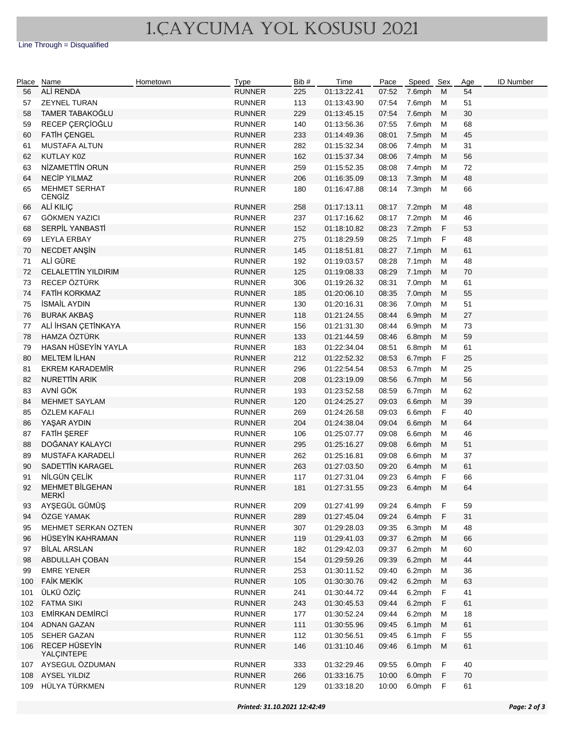# 1.ÇAYCUMA YOL KOSUSU 2021

Line Through = Disqualified

| Place | Name | Hometown | Type | Bib # | Time | Pace | Speed | Sex | Age | ID Number |
|---|---|---|---|---|---|---|---|---|---|---|
| 56 | ALİ RENDA | | RUNNER | 225 | 01:13:22.41 | 07:52 | 7.6mph | M | 54 | |
| 57 | ZEYNEL TURAN | | RUNNER | 113 | 01:13:43.90 | 07:54 | 7.6mph | M | 51 | |
| 58 | TAMER TABAKOĞLU | | RUNNER | 229 | 01:13:45.15 | 07:54 | 7.6mph | M | 30 | |
| 59 | RECEP ÇERÇİOĞLU | | RUNNER | 140 | 01:13:56.36 | 07:55 | 7.6mph | M | 68 | |
| 60 | FATİH ÇENGEL | | RUNNER | 233 | 01:14:49.36 | 08:01 | 7.5mph | M | 45 | |
| 61 | MUSTAFA ALTUN | | RUNNER | 282 | 01:15:32.34 | 08:06 | 7.4mph | M | 31 | |
| 62 | KUTLAY K0Z | | RUNNER | 162 | 01:15:37.34 | 08:06 | 7.4mph | M | 56 | |
| 63 | NİZAMETTİN ORUN | | RUNNER | 259 | 01:15:52.35 | 08:08 | 7.4mph | M | 72 | |
| 64 | NECİP YILMAZ | | RUNNER | 206 | 01:16:35.09 | 08:13 | 7.3mph | M | 48 | |
| 65 | MEHMET SERHAT CENGİZ | | RUNNER | 180 | 01:16:47.88 | 08:14 | 7.3mph | M | 66 | |
| 66 | ALİ KILIÇ | | RUNNER | 258 | 01:17:13.11 | 08:17 | 7.2mph | M | 48 | |
| 67 | GÖKMEN YAZICI | | RUNNER | 237 | 01:17:16.62 | 08:17 | 7.2mph | M | 46 | |
| 68 | SERPİL YANBASTİ | | RUNNER | 152 | 01:18:10.82 | 08:23 | 7.2mph | F | 53 | |
| 69 | LEYLA ERBAY | | RUNNER | 275 | 01:18:29.59 | 08:25 | 7.1mph | F | 48 | |
| 70 | NECDET ANŞİN | | RUNNER | 145 | 01:18:51.81 | 08:27 | 7.1mph | M | 61 | |
| 71 | ALİ GÜRE | | RUNNER | 192 | 01:19:03.57 | 08:28 | 7.1mph | M | 48 | |
| 72 | CELALETTİN YILDIRIM | | RUNNER | 125 | 01:19:08.33 | 08:29 | 7.1mph | M | 70 | |
| 73 | RECEP ÖZTÜRK | | RUNNER | 306 | 01:19:26.32 | 08:31 | 7.0mph | M | 61 | |
| 74 | FATİH KORKMAZ | | RUNNER | 185 | 01:20:06.10 | 08:35 | 7.0mph | M | 55 | |
| 75 | İSMAİL AYDIN | | RUNNER | 130 | 01:20:16.31 | 08:36 | 7.0mph | M | 51 | |
| 76 | BURAK AKBAŞ | | RUNNER | 118 | 01:21:24.55 | 08:44 | 6.9mph | M | 27 | |
| 77 | ALİ İHSAN ÇETİNKAYA | | RUNNER | 156 | 01:21:31.30 | 08:44 | 6.9mph | M | 73 | |
| 78 | HAMZA ÖZTÜRK | | RUNNER | 133 | 01:21:44.59 | 08:46 | 6.8mph | M | 59 | |
| 79 | HASAN HÜSEYİN YAYLA | | RUNNER | 183 | 01:22:34.04 | 08:51 | 6.8mph | M | 61 | |
| 80 | MELTEM İLHAN | | RUNNER | 212 | 01:22:52.32 | 08:53 | 6.7mph | F | 25 | |
| 81 | EKREM KARADEMİR | | RUNNER | 296 | 01:22:54.54 | 08:53 | 6.7mph | M | 25 | |
| 82 | NURETTİN ARIK | | RUNNER | 208 | 01:23:19.09 | 08:56 | 6.7mph | M | 56 | |
| 83 | AVNİ GÖK | | RUNNER | 193 | 01:23:52.58 | 08:59 | 6.7mph | M | 62 | |
| 84 | MEHMET SAYLAM | | RUNNER | 120 | 01:24:25.27 | 09:03 | 6.6mph | M | 39 | |
| 85 | ÖZLEM KAFALI | | RUNNER | 269 | 01:24:26.58 | 09:03 | 6.6mph | F | 40 | |
| 86 | YAŞAR AYDIN | | RUNNER | 204 | 01:24:38.04 | 09:04 | 6.6mph | M | 64 | |
| 87 | FATİH ŞEREF | | RUNNER | 106 | 01:25:07.77 | 09:08 | 6.6mph | M | 46 | |
| 88 | DOĞANAY KALAYCI | | RUNNER | 295 | 01:25:16.27 | 09:08 | 6.6mph | M | 51 | |
| 89 | MUSTAFA KARADELİ | | RUNNER | 262 | 01:25:16.81 | 09:08 | 6.6mph | M | 37 | |
| 90 | SADETTİN KARAGEL | | RUNNER | 263 | 01:27:03.50 | 09:20 | 6.4mph | M | 61 | |
| 91 | NİLGÜN ÇELİK | | RUNNER | 117 | 01:27:31.04 | 09:23 | 6.4mph | F | 66 | |
| 92 | MEHMET BİLGEHAN MERKİ | | RUNNER | 181 | 01:27:31.55 | 09:23 | 6.4mph | M | 64 | |
| 93 | AYŞEGÜL GÜMÜŞ | | RUNNER | 209 | 01:27:41.99 | 09:24 | 6.4mph | F | 59 | |
| 94 | ÖZGE YAMAK | | RUNNER | 289 | 01:27:45.04 | 09:24 | 6.4mph | F | 31 | |
| 95 | MEHMET SERKAN OZTEN | | RUNNER | 307 | 01:29:28.03 | 09:35 | 6.3mph | M | 48 | |
| 96 | HÜSEYİN KAHRAMAN | | RUNNER | 119 | 01:29:41.03 | 09:37 | 6.2mph | M | 66 | |
| 97 | BİLAL ARSLAN | | RUNNER | 182 | 01:29:42.03 | 09:37 | 6.2mph | M | 60 | |
| 98 | ABDULLAH ÇOBAN | | RUNNER | 154 | 01:29:59.26 | 09:39 | 6.2mph | M | 44 | |
| 99 | EMRE YENER | | RUNNER | 253 | 01:30:11.52 | 09:40 | 6.2mph | M | 36 | |
| 100 | FAİK MEKİK | | RUNNER | 105 | 01:30:30.76 | 09:42 | 6.2mph | M | 63 | |
| 101 | ÜLKÜ ÖZİÇ | | RUNNER | 241 | 01:30:44.72 | 09:44 | 6.2mph | F | 41 | |
| 102 | FATMA SIKI | | RUNNER | 243 | 01:30:45.53 | 09:44 | 6.2mph | F | 61 | |
| 103 | EMİRKAN DEMİRCİ | | RUNNER | 177 | 01:30:52.24 | 09:44 | 6.2mph | M | 18 | |
| 104 | ADNAN GAZAN | | RUNNER | 111 | 01:30:55.96 | 09:45 | 6.1mph | M | 61 | |
| 105 | SEHER GAZAN | | RUNNER | 112 | 01:30:56.51 | 09:45 | 6.1mph | F | 55 | |
| 106 | RECEP HÜSEYİN YALÇINTEPE | | RUNNER | 146 | 01:31:10.46 | 09:46 | 6.1mph | M | 61 | |
| 107 | AYSEGUL ÖZDUMAN | | RUNNER | 333 | 01:32:29.46 | 09:55 | 6.0mph | F | 40 | |
| 108 | AYSEL YILDIZ | | RUNNER | 266 | 01:33:16.75 | 10:00 | 6.0mph | F | 70 | |
| 109 | HÜLYA TÜRKMEN | | RUNNER | 129 | 01:33:18.20 | 10:00 | 6.0mph | F | 61 | |

*Printed: 31.10.2021 12:42:49*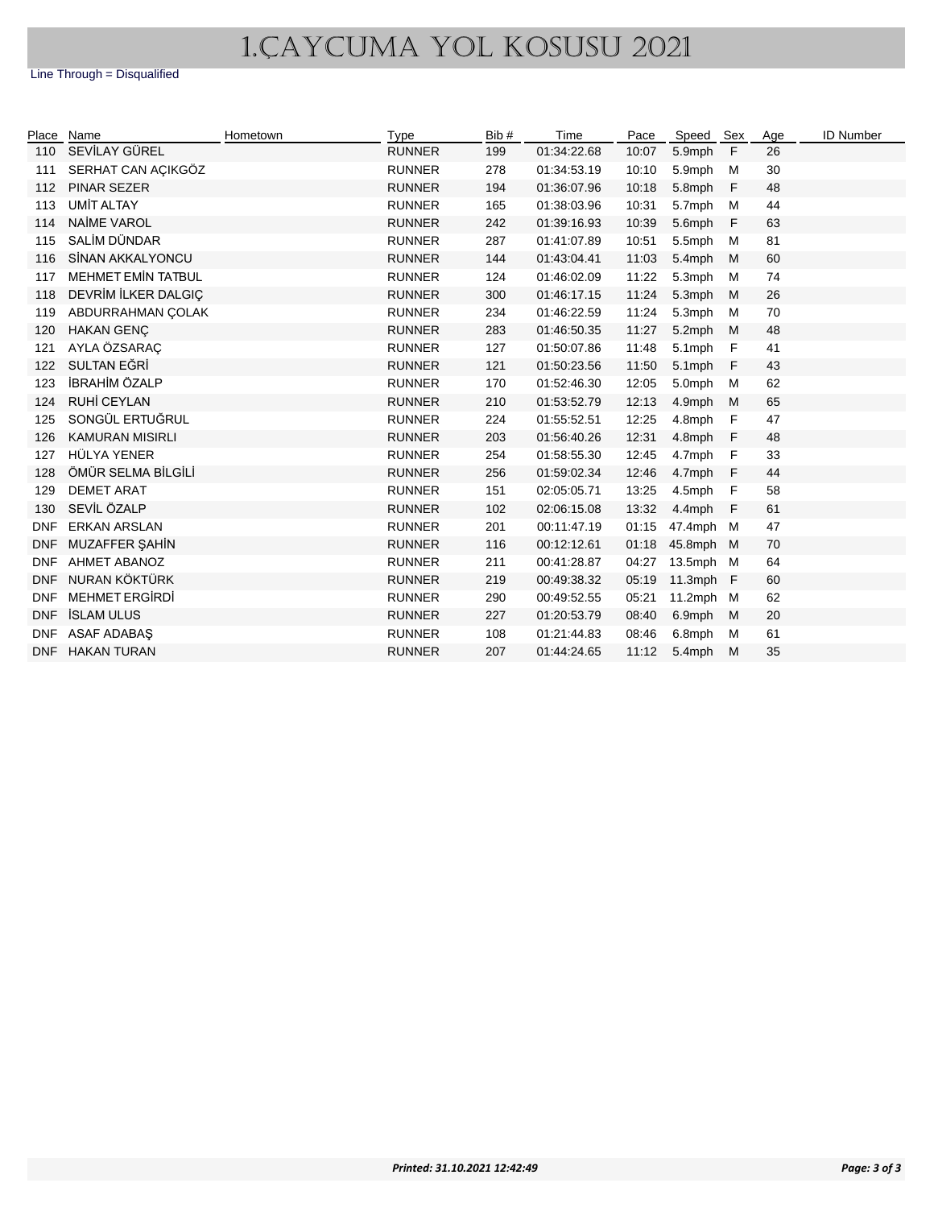# 1.ÇAYCUMA YOL KOSUSU 2021

Line Through = Disqualified

| Place | Name | Hometown | Type | Bib # | Time | Pace | Speed | Sex | Age | ID Number |
|---|---|---|---|---|---|---|---|---|---|---|
| 110 | SEVİLAY GÜREL | | RUNNER | 199 | 01:34:22.68 | 10:07 | 5.9mph | F | 26 | |
| 111 | SERHAT CAN AÇIKGÖZ | | RUNNER | 278 | 01:34:53.19 | 10:10 | 5.9mph | M | 30 | |
| 112 | PINAR SEZER | | RUNNER | 194 | 01:36:07.96 | 10:18 | 5.8mph | F | 48 | |
| 113 | UMİT ALTAY | | RUNNER | 165 | 01:38:03.96 | 10:31 | 5.7mph | M | 44 | |
| 114 | NAİME VAROL | | RUNNER | 242 | 01:39:16.93 | 10:39 | 5.6mph | F | 63 | |
| 115 | SALİM DÜNDAR | | RUNNER | 287 | 01:41:07.89 | 10:51 | 5.5mph | M | 81 | |
| 116 | SİNAN AKKALYONCU | | RUNNER | 144 | 01:43:04.41 | 11:03 | 5.4mph | M | 60 | |
| 117 | MEHMET EMİN TATBUL | | RUNNER | 124 | 01:46:02.09 | 11:22 | 5.3mph | M | 74 | |
| 118 | DEVRİM İLKER DALGIÇ | | RUNNER | 300 | 01:46:17.15 | 11:24 | 5.3mph | M | 26 | |
| 119 | ABDURRAHMAN ÇOLAK | | RUNNER | 234 | 01:46:22.59 | 11:24 | 5.3mph | M | 70 | |
| 120 | HAKAN GENÇ | | RUNNER | 283 | 01:46:50.35 | 11:27 | 5.2mph | M | 48 | |
| 121 | AYLA ÖZSARAÇ | | RUNNER | 127 | 01:50:07.86 | 11:48 | 5.1mph | F | 41 | |
| 122 | SULTAN EĞRİ | | RUNNER | 121 | 01:50:23.56 | 11:50 | 5.1mph | F | 43 | |
| 123 | İBRAHİM ÖZALP | | RUNNER | 170 | 01:52:46.30 | 12:05 | 5.0mph | M | 62 | |
| 124 | RUHİ CEYLAN | | RUNNER | 210 | 01:53:52.79 | 12:13 | 4.9mph | M | 65 | |
| 125 | SONGÜL ERTUĞRUL | | RUNNER | 224 | 01:55:52.51 | 12:25 | 4.8mph | F | 47 | |
| 126 | KAMURAN MISIRLI | | RUNNER | 203 | 01:56:40.26 | 12:31 | 4.8mph | F | 48 | |
| 127 | HÜLYA YENER | | RUNNER | 254 | 01:58:55.30 | 12:45 | 4.7mph | F | 33 | |
| 128 | ÖMÜR SELMA BİLGİLİ | | RUNNER | 256 | 01:59:02.34 | 12:46 | 4.7mph | F | 44 | |
| 129 | DEMET ARAT | | RUNNER | 151 | 02:05:05.71 | 13:25 | 4.5mph | F | 58 | |
| 130 | SEVİL ÖZALP | | RUNNER | 102 | 02:06:15.08 | 13:32 | 4.4mph | F | 61 | |
| DNF | ERKAN ARSLAN | | RUNNER | 201 | 00:11:47.19 | 01:15 | 47.4mph | M | 47 | |
| DNF | MUZAFFER ŞAHİN | | RUNNER | 116 | 00:12:12.61 | 01:18 | 45.8mph | M | 70 | |
| DNF | AHMET ABANOZ | | RUNNER | 211 | 00:41:28.87 | 04:27 | 13.5mph | M | 64 | |
| DNF | NURAN KÖKTÜRK | | RUNNER | 219 | 00:49:38.32 | 05:19 | 11.3mph | F | 60 | |
| DNF | MEHMET ERGİRDİ | | RUNNER | 290 | 00:49:52.55 | 05:21 | 11.2mph | M | 62 | |
| DNF | İSLAM ULUS | | RUNNER | 227 | 01:20:53.79 | 08:40 | 6.9mph | M | 20 | |
| DNF | ASAF ADABAŞ | | RUNNER | 108 | 01:21:44.83 | 08:46 | 6.8mph | M | 61 | |
| DNF | HAKAN TURAN | | RUNNER | 207 | 01:44:24.65 | 11:12 | 5.4mph | M | 35 | |

*Printed: 31.10.2021 12:42:49*